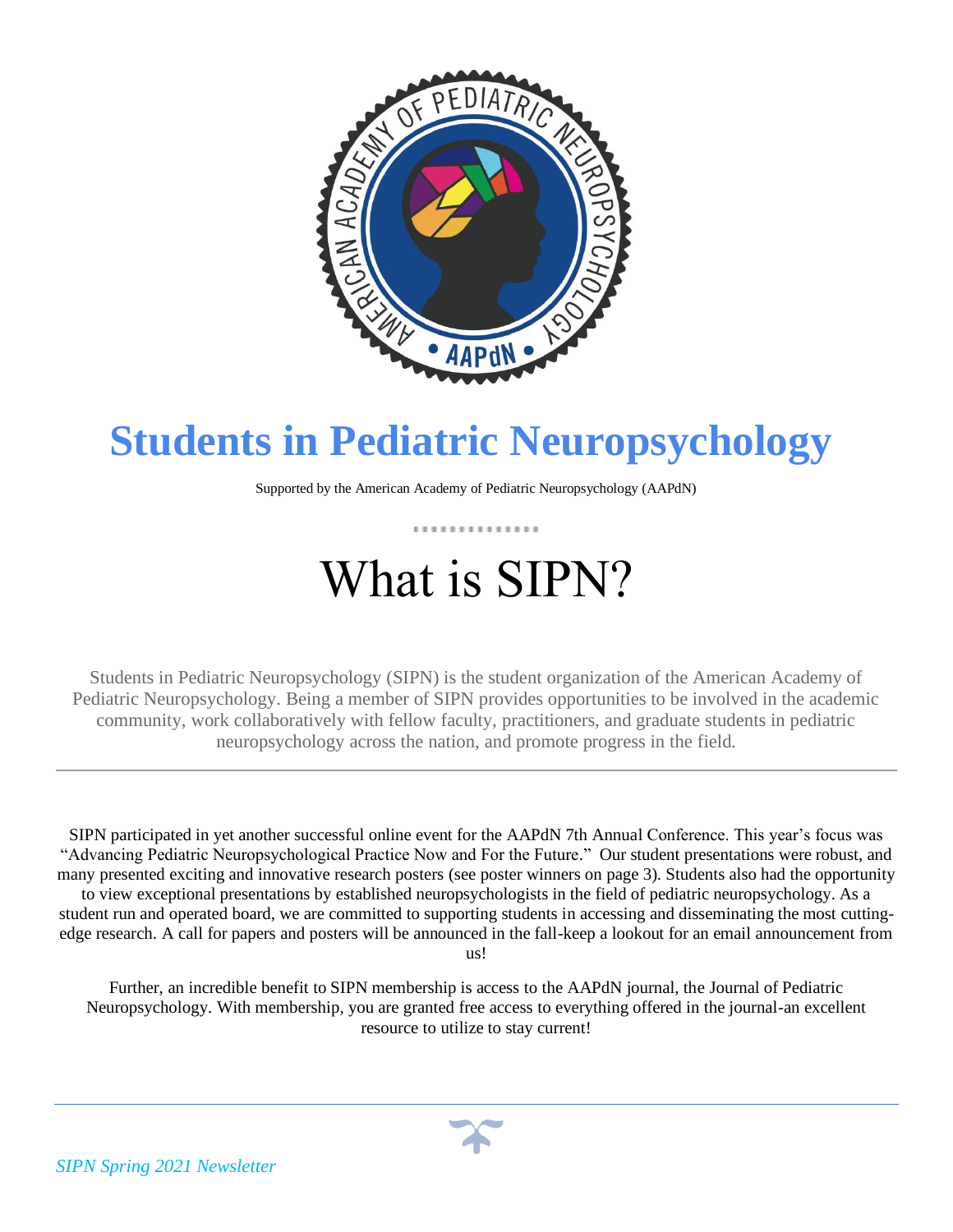# Students in Pediatric Neuropsychology

Supported by the American Academy of Pediatric Neuropsychology (AAPdN)

## What is SIPN?

Students in Pediatric Neuropsychology (SIPN) is the student organization of the American Academy of Pediatric Neuropsychology. Being a member of SIPN provides opportunities to be involved in the academic community, work collaboratively with fellow faculty, practitioners, and graduate students in pediatric neuropsychology across the nation, and promote progress in the field.

---

SIPN participated in yet another successful online event for the AAPdN 7th Annual Conference. This year's focus was "Advancing Pediatric Neuropsychological Practice Now and For the Future." Our student presentations were robust, and many presented exciting and innovative research posters (see poster winners on page 3). Students also had the opportunity to view exceptional presentations by established neuropsychologists in the field of pediatric neuropsychology. As a student run and operated board, we are committed to supporting students in accessing and disseminating the most cutting-edge research. A call for papers and posters will be announced in the fall-keep a lookout for an email announcement from us!

Further, an incredible benefit to SIPN membership is access to the AAPdN journal, the Journal of Pediatric Neuropsychology. With membership, you are granted free access to everything offered in the journal-an excellent resource to utilize to stay current!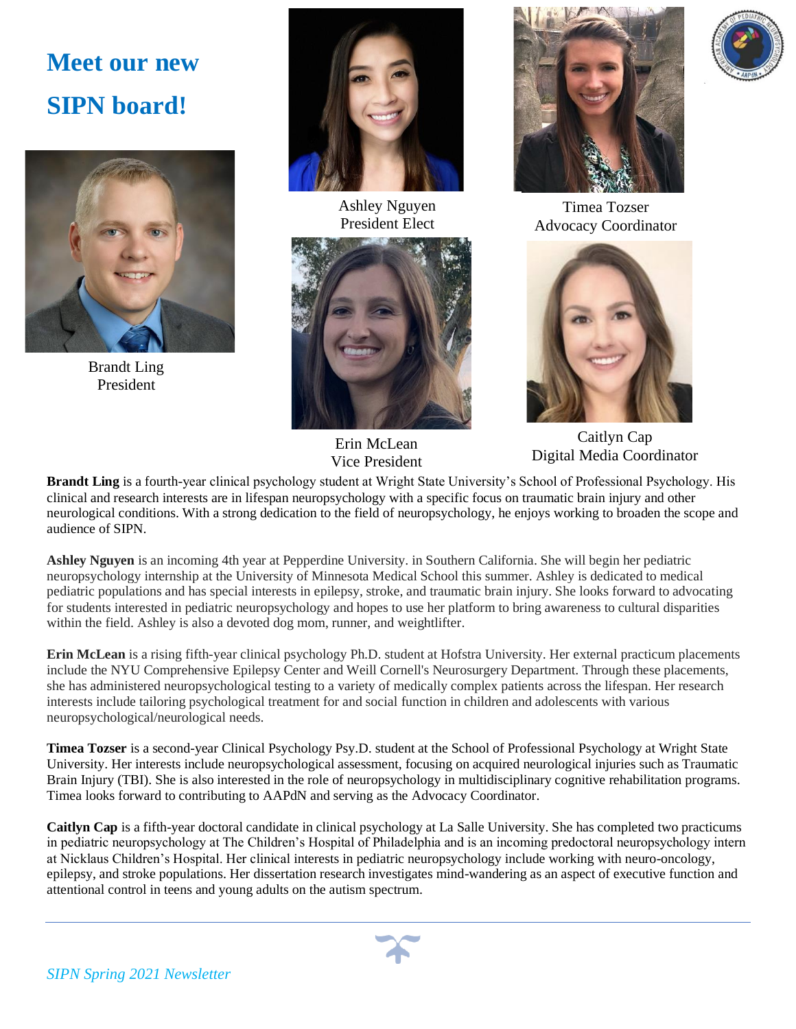# Meet our new SIPN board!

Brandt Ling
President

Ashley Nguyen
President Elect

Erin McLean
Vice President

Timea Tozser
Advocacy Coordinator

Caitlyn Cap
Digital Media Coordinator

**Brandt Ling** is a fourth-year clinical psychology student at Wright State University's School of Professional Psychology. His clinical and research interests are in lifespan neuropsychology with a specific focus on traumatic brain injury and other neurological conditions. With a strong dedication to the field of neuropsychology, he enjoys working to broaden the scope and audience of SIPN.

**Ashley Nguyen** is an incoming 4th year at Pepperdine University. in Southern California. She will begin her pediatric neuropsychology internship at the University of Minnesota Medical School this summer. Ashley is dedicated to medical pediatric populations and has special interests in epilepsy, stroke, and traumatic brain injury. She looks forward to advocating for students interested in pediatric neuropsychology and hopes to use her platform to bring awareness to cultural disparities within the field. Ashley is also a devoted dog mom, runner, and weightlifter.

**Erin McLean** is a rising fifth-year clinical psychology Ph.D. student at Hofstra University. Her external practicum placements include the NYU Comprehensive Epilepsy Center and Weill Cornell's Neurosurgery Department. Through these placements, she has administered neuropsychological testing to a variety of medically complex patients across the lifespan. Her research interests include tailoring psychological treatment for and social function in children and adolescents with various neuropsychological/neurological needs.

**Timea Tozser** is a second-year Clinical Psychology Psy.D. student at the School of Professional Psychology at Wright State University. Her interests include neuropsychological assessment, focusing on acquired neurological injuries such as Traumatic Brain Injury (TBI). She is also interested in the role of neuropsychology in multidisciplinary cognitive rehabilitation programs. Timea looks forward to contributing to AAPdN and serving as the Advocacy Coordinator.

**Caitlyn Cap** is a fifth-year doctoral candidate in clinical psychology at La Salle University. She has completed two practicums in pediatric neuropsychology at The Children's Hospital of Philadelphia and is an incoming predoctoral neuropsychology intern at Nicklaus Children's Hospital. Her clinical interests in pediatric neuropsychology include working with neuro-oncology, epilepsy, and stroke populations. Her dissertation research investigates mind-wandering as an aspect of executive function and attentional control in teens and young adults on the autism spectrum.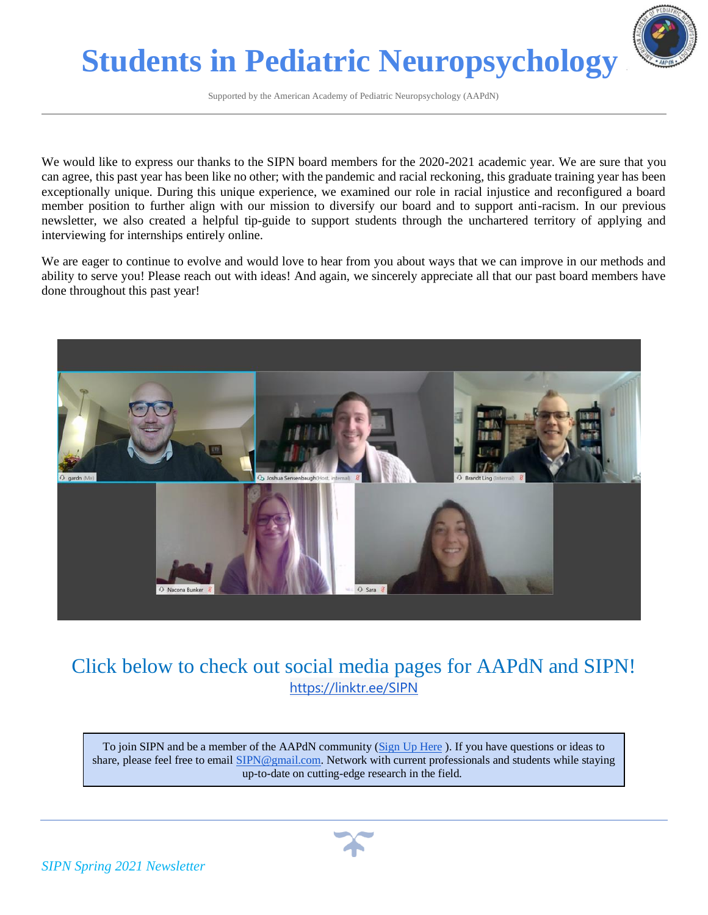# Students in Pediatric Neuropsychology

Supported by the American Academy of Pediatric Neuropsychology (AAPdN)

We would like to express our thanks to the SIPN board members for the 2020-2021 academic year. We are sure that you can agree, this past year has been like no other; with the pandemic and racial reckoning, this graduate training year has been exceptionally unique. During this unique experience, we examined our role in racial injustice and reconfigured a board member position to further align with our mission to diversify our board and to support anti-racism. In our previous newsletter, we also created a helpful tip-guide to support students through the unchartered territory of applying and interviewing for internships entirely online.

We are eager to continue to evolve and would love to hear from you about ways that we can improve in our methods and ability to serve you! Please reach out with ideas! And again, we sincerely appreciate all that our past board members have done throughout this past year!

## Click below to check out social media pages for AAPdN and SIPN!

https://linktr.ee/SIPN

To join SIPN and be a member of the AAPdN community (Sign Up Here ). If you have questions or ideas to share, please feel free to email SIPN@gmail.com. Network with current professionals and students while staying up-to-date on cutting-edge research in the field.

*SIPN Spring 2021 Newsletter*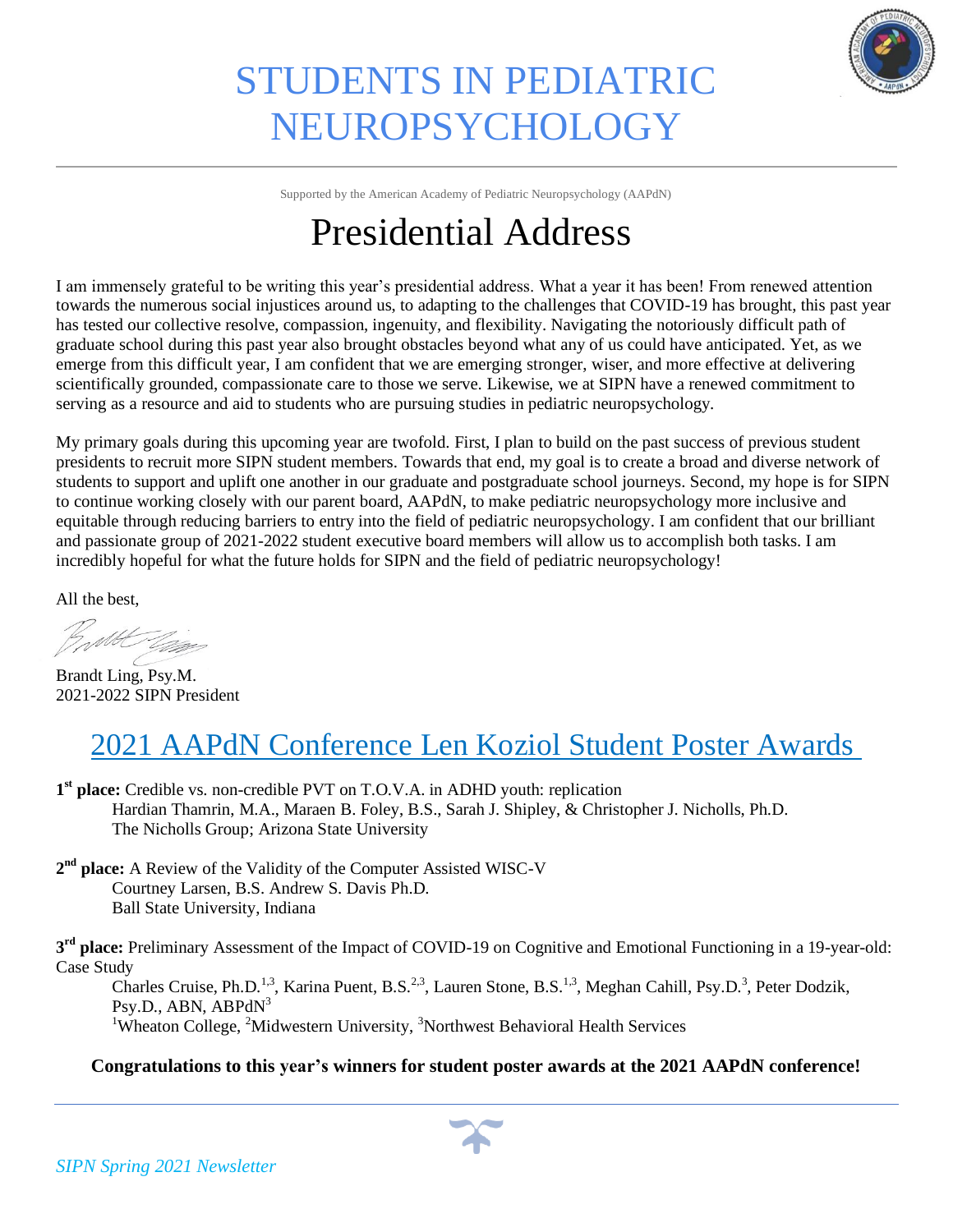# STUDENTS IN PEDIATRIC NEUROPSYCHOLOGY

Supported by the American Academy of Pediatric Neuropsychology (AAPdN)

## Presidential Address

I am immensely grateful to be writing this year's presidential address. What a year it has been! From renewed attention towards the numerous social injustices around us, to adapting to the challenges that COVID-19 has brought, this past year has tested our collective resolve, compassion, ingenuity, and flexibility. Navigating the notoriously difficult path of graduate school during this past year also brought obstacles beyond what any of us could have anticipated. Yet, as we emerge from this difficult year, I am confident that we are emerging stronger, wiser, and more effective at delivering scientifically grounded, compassionate care to those we serve. Likewise, we at SIPN have a renewed commitment to serving as a resource and aid to students who are pursuing studies in pediatric neuropsychology.

My primary goals during this upcoming year are twofold. First, I plan to build on the past success of previous student presidents to recruit more SIPN student members. Towards that end, my goal is to create a broad and diverse network of students to support and uplift one another in our graduate and postgraduate school journeys. Second, my hope is for SIPN to continue working closely with our parent board, AAPdN, to make pediatric neuropsychology more inclusive and equitable through reducing barriers to entry into the field of pediatric neuropsychology. I am confident that our brilliant and passionate group of 2021-2022 student executive board members will allow us to accomplish both tasks. I am incredibly hopeful for what the future holds for SIPN and the field of pediatric neuropsychology!

All the best,

Brandt Ling, Psy.M.
2021-2022 SIPN President

## 2021 AAPdN Conference Len Koziol Student Poster Awards

**1st place:** Credible vs. non-credible PVT on T.O.V.A. in ADHD youth: replication
Hardian Thamrin, M.A., Maraen B. Foley, B.S., Sarah J. Shipley, & Christopher J. Nicholls, Ph.D.
The Nicholls Group; Arizona State University

**2nd place:** A Review of the Validity of the Computer Assisted WISC-V
Courtney Larsen, B.S. Andrew S. Davis Ph.D.
Ball State University, Indiana

**3rd place:** Preliminary Assessment of the Impact of COVID-19 on Cognitive and Emotional Functioning in a 19-year-old: Case Study
Charles Cruise, Ph.D.[1,3], Karina Puent, B.S.[2,3], Lauren Stone, B.S.[1,3], Meghan Cahill, Psy.D.[3], Peter Dodzik, Psy.D., ABN, ABPdN[3]
[1]Wheaton College, [2]Midwestern University, [3]Northwest Behavioral Health Services

**Congratulations to this year's winners for student poster awards at the 2021 AAPdN conference!**

*SIPN Spring 2021 Newsletter*